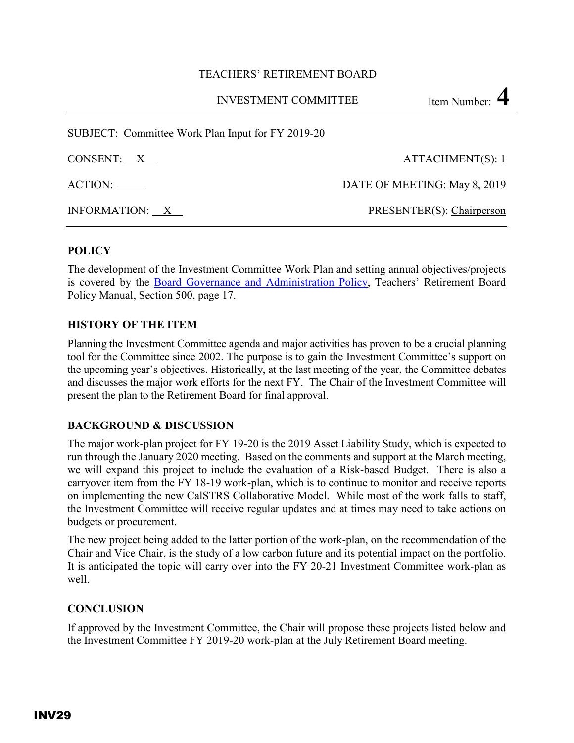TEACHERS' RETIREMENT BOARD

INVESTMENT COMMITTEE Item Number: **4**

SUBJECT: Committee Work Plan Input for FY 2019-20

CONSENT: X ATTACHMENT(S): 1

ACTION: ____ DATE OF MEETING: May 8, 2019

INFORMATION: X PRESENTER(S): Chairperson

## POLICY

The development of the Investment Committee Work Plan and setting annual objectives/projects is covered by the Board Governance and Administration Policy, Teachers' Retirement Board Policy Manual, Section 500, page 17.

## HISTORY OF THE ITEM

Planning the Investment Committee agenda and major activities has proven to be a crucial planning tool for the Committee since 2002. The purpose is to gain the Investment Committee's support on the upcoming year's objectives. Historically, at the last meeting of the year, the Committee debates and discusses the major work efforts for the next FY. The Chair of the Investment Committee will present the plan to the Retirement Board for final approval.

## BACKGROUND & DISCUSSION

The major work-plan project for FY 19-20 is the 2019 Asset Liability Study, which is expected to run through the January 2020 meeting. Based on the comments and support at the March meeting, we will expand this project to include the evaluation of a Risk-based Budget. There is also a carryover item from the FY 18-19 work-plan, which is to continue to monitor and receive reports on implementing the new CalSTRS Collaborative Model. While most of the work falls to staff, the Investment Committee will receive regular updates and at times may need to take actions on budgets or procurement.

The new project being added to the latter portion of the work-plan, on the recommendation of the Chair and Vice Chair, is the study of a low carbon future and its potential impact on the portfolio. It is anticipated the topic will carry over into the FY 20-21 Investment Committee work-plan as well.

## CONCLUSION

If approved by the Investment Committee, the Chair will propose these projects listed below and the Investment Committee FY 2019-20 work-plan at the July Retirement Board meeting.

INV29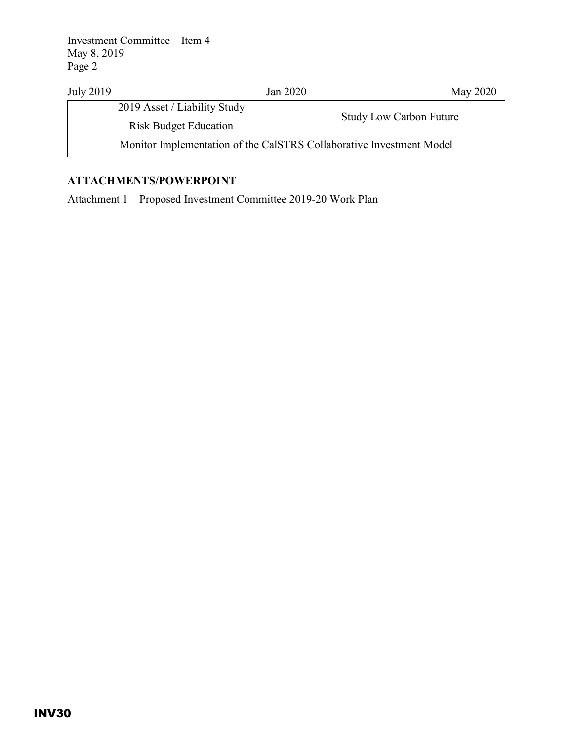| July 2019 | Jan 2020 | May 2020 |
|---|---|---|
| 2019 Asset / Liability Study<br>Risk Budget Education | | Study Low Carbon Future |
| Monitor Implementation of the CalSTRS Collaborative Investment Model | | |

## ATTACHMENTS/POWERPOINT

Attachment 1 – Proposed Investment Committee 2019-20 Work Plan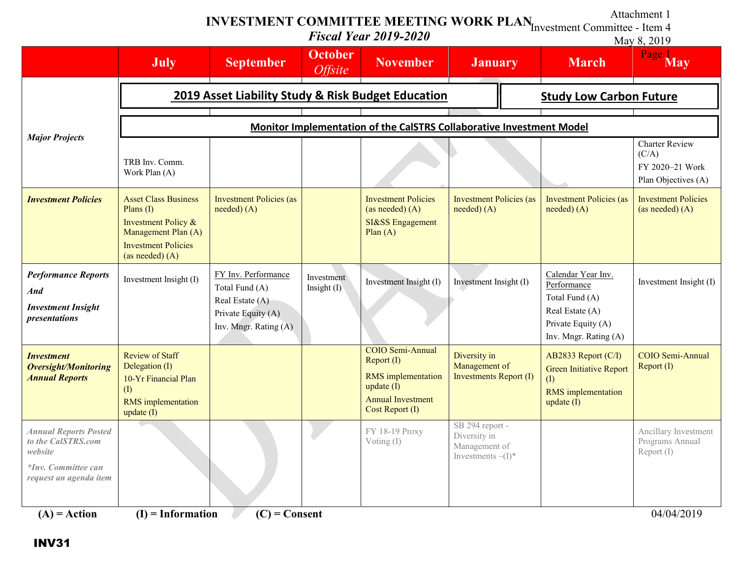Attachment 1
Investment Committee - Item 4
May 8, 2019

# INVESTMENT COMMITTEE MEETING WORK PLAN
*Fiscal Year 2019-2020*

| | July | September | October *Offsite* | November | January | March | May |
|---|---|---|---|---|---|---|---|
| ***Major Projects*** | **2019 Asset Liability Study & Risk Budget Education** (July – January) | | | | | **Study Low Carbon Future** (March – May) | |
| | **Monitor Implementation of the CalSTRS Collaborative Investment Model** (July – May) | | | | | | |
| | TRB Inv. Comm. Work Plan (A) | | | | | | Charter Review (C/A) FY 2020–21 Work Plan Objectives (A) |
| ***Investment Policies*** | Asset Class Business Plans (I) Investment Policy & Management Plan (A) Investment Policies (as needed) (A) | Investment Policies (as needed) (A) | | Investment Policies (as needed) (A) SI&SS Engagement Plan (A) | Investment Policies (as needed) (A) | Investment Policies (as needed) (A) | Investment Policies (as needed) (A) |
| ***Performance Reports And Investment Insight presentations*** | Investment Insight (I) | FY Inv. Performance Total Fund (A) Real Estate (A) Private Equity (A) Inv. Mngr. Rating (A) | Investment Insight (I) | Investment Insight (I) | Investment Insight (I) | Calendar Year Inv. Performance Total Fund (A) Real Estate (A) Private Equity (A) Inv. Mngr. Rating (A) | Investment Insight (I) |
| ***Investment Oversight/Monitoring Annual Reports*** | Review of Staff Delegation (I) 10-Yr Financial Plan (I) RMS implementation update (I) | | | COIO Semi-Annual Report (I) RMS implementation update (I) Annual Investment Cost Report (I) | Diversity in Management of Investments Report (I) | AB2833 Report (C/I) Green Initiative Report (I) RMS implementation update (I) | COIO Semi-Annual Report (I) |
| ***Annual Reports Posted to the CalSTRS.com website*** ****Inv. Committee can request an agenda item*** | | | | FY 18-19 Proxy Voting (I) | SB 294 report - Diversity in Management of Investments –(I)* | | Ancillary Investment Programs Annual Report (I) |

**(A) = Action** **(I) = Information** **(C) = Consent**

04/04/2019

**INV31**